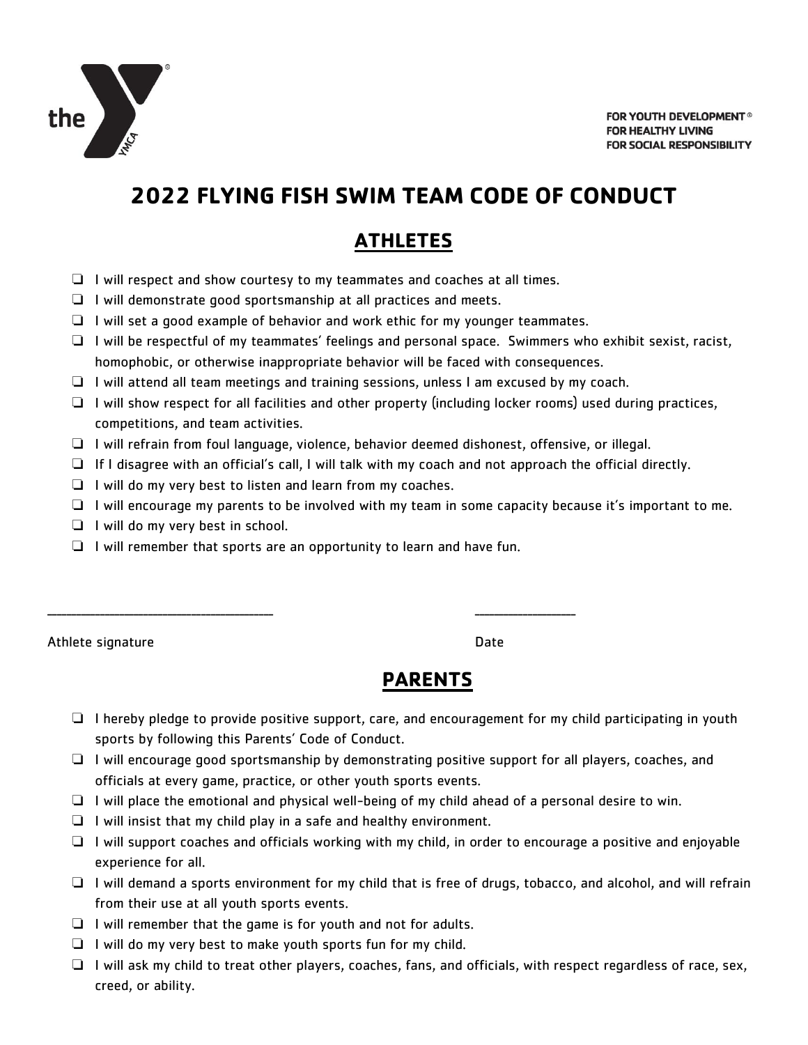FOR YOUTH DEVELOPMENT®
FOR HEALTHY LIVING
FOR SOCIAL RESPONSIBILITY

# 2022 FLYING FISH SWIM TEAM CODE OF CONDUCT

## ATHLETES

- ❑ I will respect and show courtesy to my teammates and coaches at all times.
- ❑ I will demonstrate good sportsmanship at all practices and meets.
- ❑ I will set a good example of behavior and work ethic for my younger teammates.
- ❑ I will be respectful of my teammates' feelings and personal space. Swimmers who exhibit sexist, racist, homophobic, or otherwise inappropriate behavior will be faced with consequences.
- ❑ I will attend all team meetings and training sessions, unless I am excused by my coach.
- ❑ I will show respect for all facilities and other property (including locker rooms) used during practices, competitions, and team activities.
- ❑ I will refrain from foul language, violence, behavior deemed dishonest, offensive, or illegal.
- ❑ If I disagree with an official's call, I will talk with my coach and not approach the official directly.
- ❑ I will do my very best to listen and learn from my coaches.
- ❑ I will encourage my parents to be involved with my team in some capacity because it's important to me.
- ❑ I will do my very best in school.
- ❑ I will remember that sports are an opportunity to learn and have fun.

_______________________________ ______________

Athlete signature Date

## PARENTS

- ❑ I hereby pledge to provide positive support, care, and encouragement for my child participating in youth sports by following this Parents' Code of Conduct.
- ❑ I will encourage good sportsmanship by demonstrating positive support for all players, coaches, and officials at every game, practice, or other youth sports events.
- ❑ I will place the emotional and physical well-being of my child ahead of a personal desire to win.
- ❑ I will insist that my child play in a safe and healthy environment.
- ❑ I will support coaches and officials working with my child, in order to encourage a positive and enjoyable experience for all.
- ❑ I will demand a sports environment for my child that is free of drugs, tobacco, and alcohol, and will refrain from their use at all youth sports events.
- ❑ I will remember that the game is for youth and not for adults.
- ❑ I will do my very best to make youth sports fun for my child.
- ❑ I will ask my child to treat other players, coaches, fans, and officials, with respect regardless of race, sex, creed, or ability.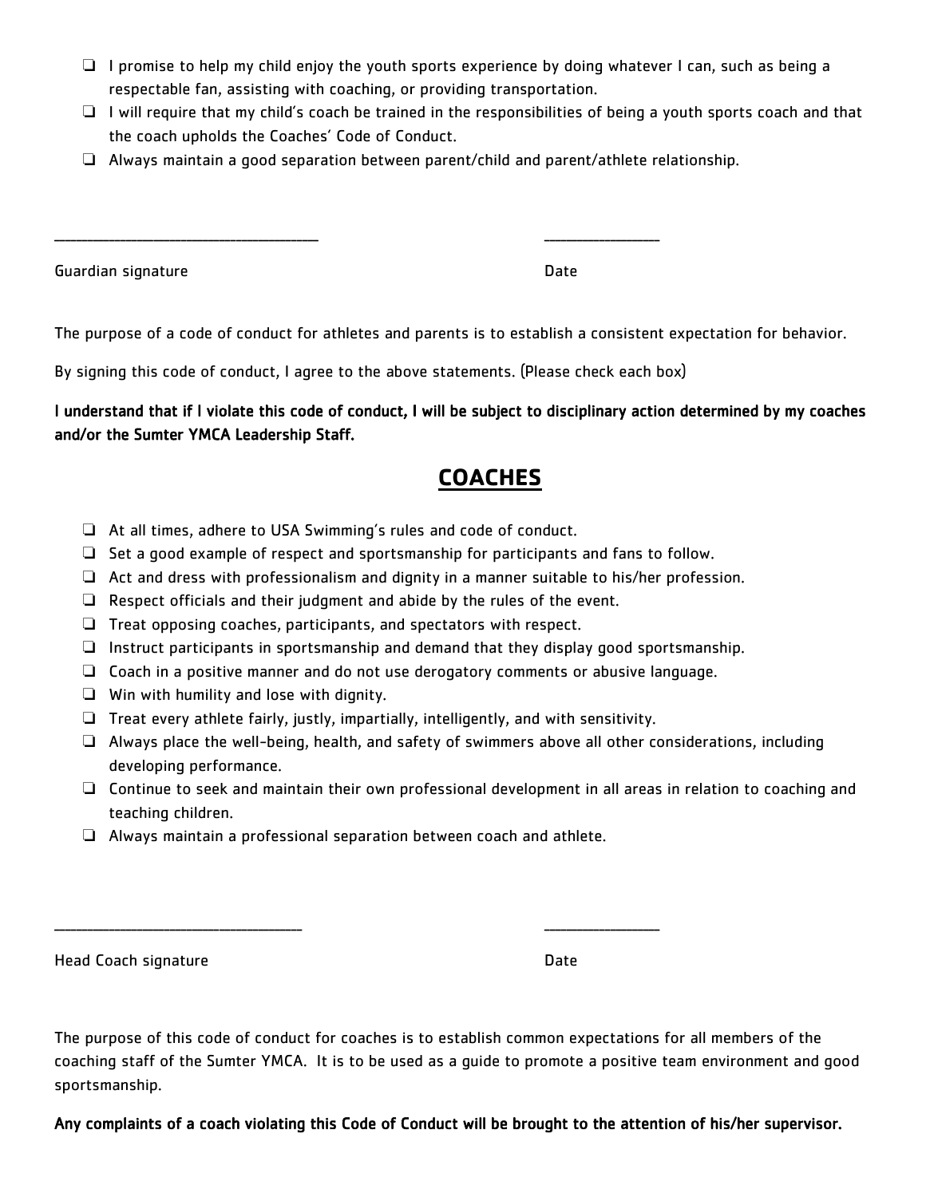- ❏ I promise to help my child enjoy the youth sports experience by doing whatever I can, such as being a respectable fan, assisting with coaching, or providing transportation.
- ❏ I will require that my child's coach be trained in the responsibilities of being a youth sports coach and that the coach upholds the Coaches' Code of Conduct.
- ❏ Always maintain a good separation between parent/child and parent/athlete relationship.

_______________________________ ______________

Guardian signature Date

The purpose of a code of conduct for athletes and parents is to establish a consistent expectation for behavior.

By signing this code of conduct, I agree to the above statements. (Please check each box)

**I understand that if I violate this code of conduct, I will be subject to disciplinary action determined by my coaches and/or the Sumter YMCA Leadership Staff.**

## COACHES

- ❏ At all times, adhere to USA Swimming's rules and code of conduct.
- ❏ Set a good example of respect and sportsmanship for participants and fans to follow.
- ❏ Act and dress with professionalism and dignity in a manner suitable to his/her profession.
- ❏ Respect officials and their judgment and abide by the rules of the event.
- ❏ Treat opposing coaches, participants, and spectators with respect.
- ❏ Instruct participants in sportsmanship and demand that they display good sportsmanship.
- ❏ Coach in a positive manner and do not use derogatory comments or abusive language.
- ❏ Win with humility and lose with dignity.
- ❏ Treat every athlete fairly, justly, impartially, intelligently, and with sensitivity.
- ❏ Always place the well-being, health, and safety of swimmers above all other considerations, including developing performance.
- ❏ Continue to seek and maintain their own professional development in all areas in relation to coaching and teaching children.
- ❏ Always maintain a professional separation between coach and athlete.

_______________________________ ______________

Head Coach signature Date

The purpose of this code of conduct for coaches is to establish common expectations for all members of the coaching staff of the Sumter YMCA. It is to be used as a guide to promote a positive team environment and good sportsmanship.

**Any complaints of a coach violating this Code of Conduct will be brought to the attention of his/her supervisor.**